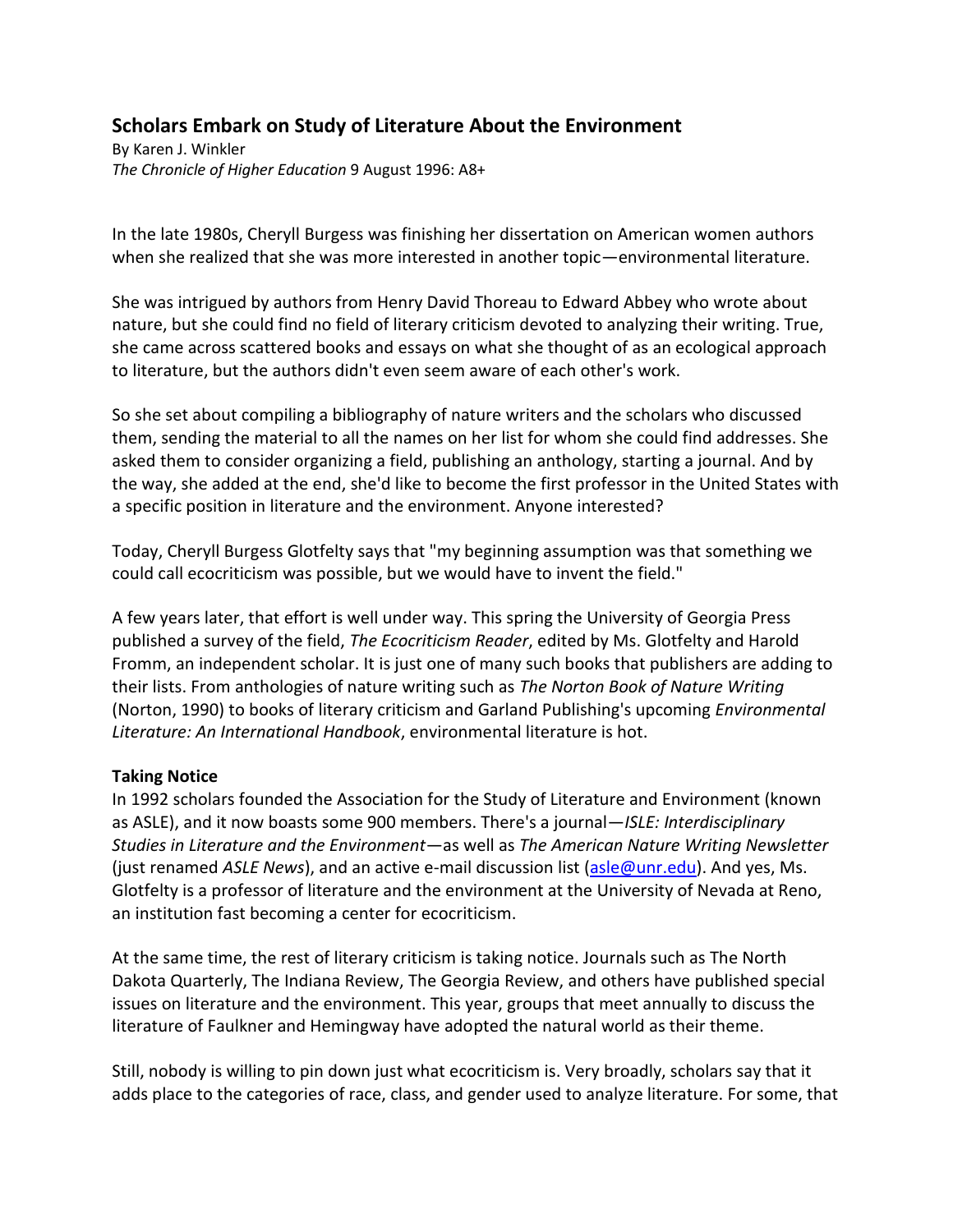## Scholars Embark on Study of Literature About the Environment

By Karen J. Winkler
*The Chronicle of Higher Education* 9 August 1996: A8+

In the late 1980s, Cheryll Burgess was finishing her dissertation on American women authors when she realized that she was more interested in another topic—environmental literature.

She was intrigued by authors from Henry David Thoreau to Edward Abbey who wrote about nature, but she could find no field of literary criticism devoted to analyzing their writing. True, she came across scattered books and essays on what she thought of as an ecological approach to literature, but the authors didn't even seem aware of each other's work.

So she set about compiling a bibliography of nature writers and the scholars who discussed them, sending the material to all the names on her list for whom she could find addresses. She asked them to consider organizing a field, publishing an anthology, starting a journal. And by the way, she added at the end, she'd like to become the first professor in the United States with a specific position in literature and the environment. Anyone interested?

Today, Cheryll Burgess Glotfelty says that "my beginning assumption was that something we could call ecocriticism was possible, but we would have to invent the field."

A few years later, that effort is well under way. This spring the University of Georgia Press published a survey of the field, *The Ecocriticism Reader*, edited by Ms. Glotfelty and Harold Fromm, an independent scholar. It is just one of many such books that publishers are adding to their lists. From anthologies of nature writing such as *The Norton Book of Nature Writing* (Norton, 1990) to books of literary criticism and Garland Publishing's upcoming *Environmental Literature: An International Handbook*, environmental literature is hot.

**Taking Notice**

In 1992 scholars founded the Association for the Study of Literature and Environment (known as ASLE), and it now boasts some 900 members. There's a journal—*ISLE: Interdisciplinary Studies in Literature and the Environment*—as well as *The American Nature Writing Newsletter* (just renamed *ASLE News*), and an active e-mail discussion list (asle@unr.edu). And yes, Ms. Glotfelty is a professor of literature and the environment at the University of Nevada at Reno, an institution fast becoming a center for ecocriticism.

At the same time, the rest of literary criticism is taking notice. Journals such as The North Dakota Quarterly, The Indiana Review, The Georgia Review, and others have published special issues on literature and the environment. This year, groups that meet annually to discuss the literature of Faulkner and Hemingway have adopted the natural world as their theme.

Still, nobody is willing to pin down just what ecocriticism is. Very broadly, scholars say that it adds place to the categories of race, class, and gender used to analyze literature. For some, that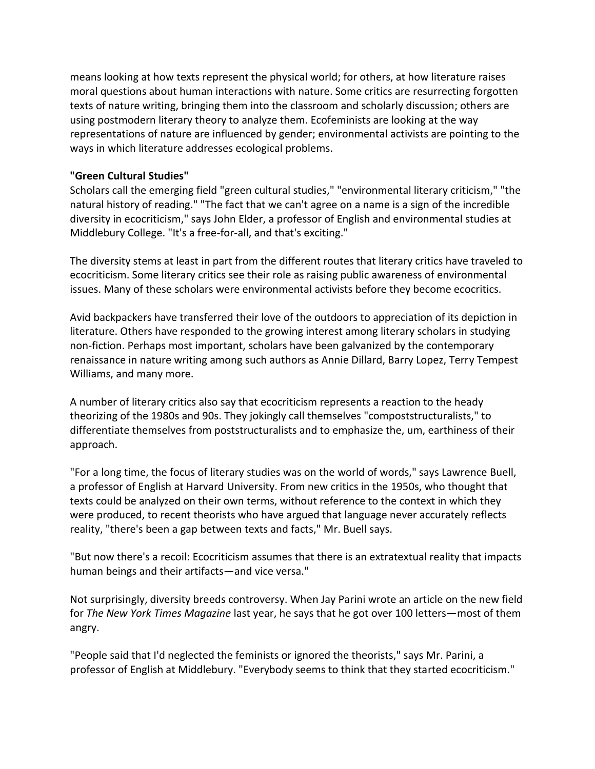means looking at how texts represent the physical world; for others, at how literature raises moral questions about human interactions with nature. Some critics are resurrecting forgotten texts of nature writing, bringing them into the classroom and scholarly discussion; others are using postmodern literary theory to analyze them. Ecofeminists are looking at the way representations of nature are influenced by gender; environmental activists are pointing to the ways in which literature addresses ecological problems.

**"Green Cultural Studies"**

Scholars call the emerging field "green cultural studies," "environmental literary criticism," "the natural history of reading." "The fact that we can't agree on a name is a sign of the incredible diversity in ecocriticism," says John Elder, a professor of English and environmental studies at Middlebury College. "It's a free-for-all, and that's exciting."

The diversity stems at least in part from the different routes that literary critics have traveled to ecocriticism. Some literary critics see their role as raising public awareness of environmental issues. Many of these scholars were environmental activists before they become ecocritics.

Avid backpackers have transferred their love of the outdoors to appreciation of its depiction in literature. Others have responded to the growing interest among literary scholars in studying non-fiction. Perhaps most important, scholars have been galvanized by the contemporary renaissance in nature writing among such authors as Annie Dillard, Barry Lopez, Terry Tempest Williams, and many more.

A number of literary critics also say that ecocriticism represents a reaction to the heady theorizing of the 1980s and 90s. They jokingly call themselves "compoststructuralists," to differentiate themselves from poststructuralists and to emphasize the, um, earthiness of their approach.

"For a long time, the focus of literary studies was on the world of words," says Lawrence Buell, a professor of English at Harvard University. From new critics in the 1950s, who thought that texts could be analyzed on their own terms, without reference to the context in which they were produced, to recent theorists who have argued that language never accurately reflects reality, "there's been a gap between texts and facts," Mr. Buell says.

"But now there's a recoil: Ecocriticism assumes that there is an extratextual reality that impacts human beings and their artifacts—and vice versa."

Not surprisingly, diversity breeds controversy. When Jay Parini wrote an article on the new field for *The New York Times Magazine* last year, he says that he got over 100 letters—most of them angry.

"People said that I'd neglected the feminists or ignored the theorists," says Mr. Parini, a professor of English at Middlebury. "Everybody seems to think that they started ecocriticism."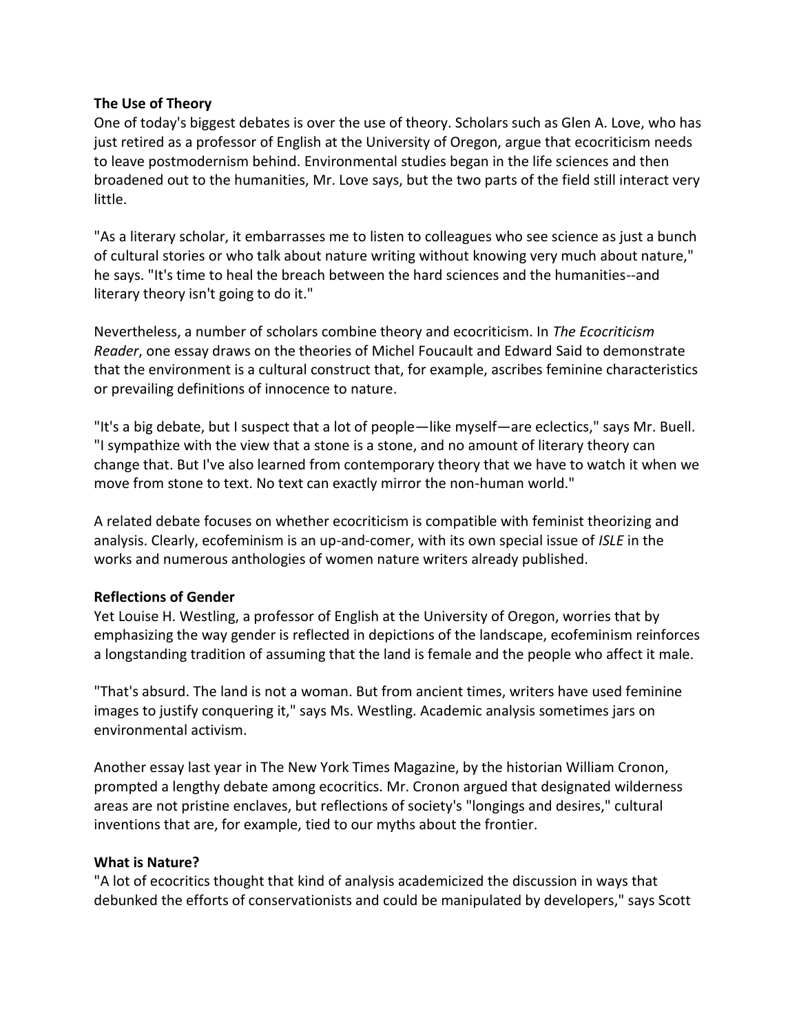**The Use of Theory**

One of today's biggest debates is over the use of theory. Scholars such as Glen A. Love, who has just retired as a professor of English at the University of Oregon, argue that ecocriticism needs to leave postmodernism behind. Environmental studies began in the life sciences and then broadened out to the humanities, Mr. Love says, but the two parts of the field still interact very little.

"As a literary scholar, it embarrasses me to listen to colleagues who see science as just a bunch of cultural stories or who talk about nature writing without knowing very much about nature," he says. "It's time to heal the breach between the hard sciences and the humanities--and literary theory isn't going to do it."

Nevertheless, a number of scholars combine theory and ecocriticism. In *The Ecocriticism Reader*, one essay draws on the theories of Michel Foucault and Edward Said to demonstrate that the environment is a cultural construct that, for example, ascribes feminine characteristics or prevailing definitions of innocence to nature.

"It's a big debate, but I suspect that a lot of people—like myself—are eclectics," says Mr. Buell. "I sympathize with the view that a stone is a stone, and no amount of literary theory can change that. But I've also learned from contemporary theory that we have to watch it when we move from stone to text. No text can exactly mirror the non-human world."

A related debate focuses on whether ecocriticism is compatible with feminist theorizing and analysis. Clearly, ecofeminism is an up-and-comer, with its own special issue of *ISLE* in the works and numerous anthologies of women nature writers already published.

**Reflections of Gender**

Yet Louise H. Westling, a professor of English at the University of Oregon, worries that by emphasizing the way gender is reflected in depictions of the landscape, ecofeminism reinforces a longstanding tradition of assuming that the land is female and the people who affect it male.

"That's absurd. The land is not a woman. But from ancient times, writers have used feminine images to justify conquering it," says Ms. Westling. Academic analysis sometimes jars on environmental activism.

Another essay last year in The New York Times Magazine, by the historian William Cronon, prompted a lengthy debate among ecocritics. Mr. Cronon argued that designated wilderness areas are not pristine enclaves, but reflections of society's "longings and desires," cultural inventions that are, for example, tied to our myths about the frontier.

**What is Nature?**

"A lot of ecocritics thought that kind of analysis academicized the discussion in ways that debunked the efforts of conservationists and could be manipulated by developers," says Scott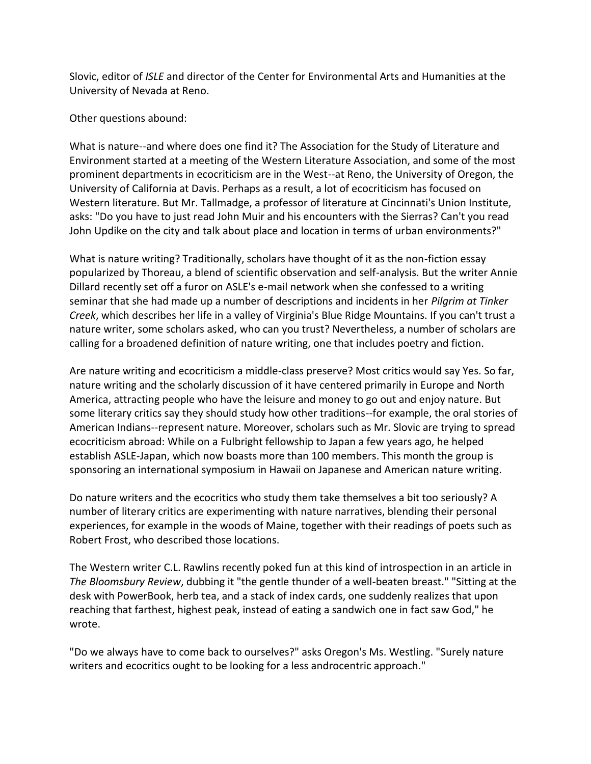Slovic, editor of *ISLE* and director of the Center for Environmental Arts and Humanities at the University of Nevada at Reno.

Other questions abound:

What is nature--and where does one find it? The Association for the Study of Literature and Environment started at a meeting of the Western Literature Association, and some of the most prominent departments in ecocriticism are in the West--at Reno, the University of Oregon, the University of California at Davis. Perhaps as a result, a lot of ecocriticism has focused on Western literature. But Mr. Tallmadge, a professor of literature at Cincinnati's Union Institute, asks: "Do you have to just read John Muir and his encounters with the Sierras? Can't you read John Updike on the city and talk about place and location in terms of urban environments?"

What is nature writing? Traditionally, scholars have thought of it as the non-fiction essay popularized by Thoreau, a blend of scientific observation and self-analysis. But the writer Annie Dillard recently set off a furor on ASLE's e-mail network when she confessed to a writing seminar that she had made up a number of descriptions and incidents in her *Pilgrim at Tinker Creek*, which describes her life in a valley of Virginia's Blue Ridge Mountains. If you can't trust a nature writer, some scholars asked, who can you trust? Nevertheless, a number of scholars are calling for a broadened definition of nature writing, one that includes poetry and fiction.

Are nature writing and ecocriticism a middle-class preserve? Most critics would say Yes. So far, nature writing and the scholarly discussion of it have centered primarily in Europe and North America, attracting people who have the leisure and money to go out and enjoy nature. But some literary critics say they should study how other traditions--for example, the oral stories of American Indians--represent nature. Moreover, scholars such as Mr. Slovic are trying to spread ecocriticism abroad: While on a Fulbright fellowship to Japan a few years ago, he helped establish ASLE-Japan, which now boasts more than 100 members. This month the group is sponsoring an international symposium in Hawaii on Japanese and American nature writing.

Do nature writers and the ecocritics who study them take themselves a bit too seriously? A number of literary critics are experimenting with nature narratives, blending their personal experiences, for example in the woods of Maine, together with their readings of poets such as Robert Frost, who described those locations.

The Western writer C.L. Rawlins recently poked fun at this kind of introspection in an article in *The Bloomsbury Review*, dubbing it "the gentle thunder of a well-beaten breast." "Sitting at the desk with PowerBook, herb tea, and a stack of index cards, one suddenly realizes that upon reaching that farthest, highest peak, instead of eating a sandwich one in fact saw God," he wrote.

"Do we always have to come back to ourselves?" asks Oregon's Ms. Westling. "Surely nature writers and ecocritics ought to be looking for a less androcentric approach."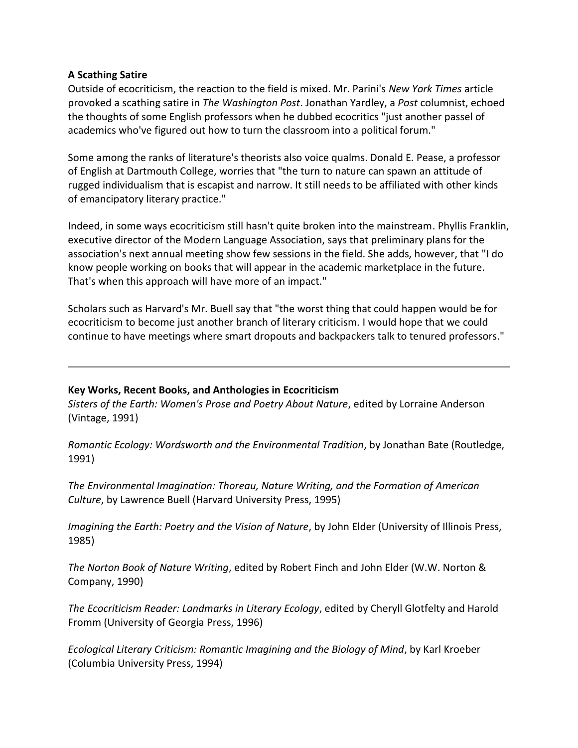**A Scathing Satire**

Outside of ecocriticism, the reaction to the field is mixed. Mr. Parini's *New York Times* article provoked a scathing satire in *The Washington Post*. Jonathan Yardley, a *Post* columnist, echoed the thoughts of some English professors when he dubbed ecocritics "just another passel of academics who've figured out how to turn the classroom into a political forum."

Some among the ranks of literature's theorists also voice qualms. Donald E. Pease, a professor of English at Dartmouth College, worries that "the turn to nature can spawn an attitude of rugged individualism that is escapist and narrow. It still needs to be affiliated with other kinds of emancipatory literary practice."

Indeed, in some ways ecocriticism still hasn't quite broken into the mainstream. Phyllis Franklin, executive director of the Modern Language Association, says that preliminary plans for the association's next annual meeting show few sessions in the field. She adds, however, that "I do know people working on books that will appear in the academic marketplace in the future. That's when this approach will have more of an impact."

Scholars such as Harvard's Mr. Buell say that "the worst thing that could happen would be for ecocriticism to become just another branch of literary criticism. I would hope that we could continue to have meetings where smart dropouts and backpackers talk to tenured professors."

---

**Key Works, Recent Books, and Anthologies in Ecocriticism**

*Sisters of the Earth: Women's Prose and Poetry About Nature*, edited by Lorraine Anderson (Vintage, 1991)

*Romantic Ecology: Wordsworth and the Environmental Tradition*, by Jonathan Bate (Routledge, 1991)

*The Environmental Imagination: Thoreau, Nature Writing, and the Formation of American Culture*, by Lawrence Buell (Harvard University Press, 1995)

*Imagining the Earth: Poetry and the Vision of Nature*, by John Elder (University of Illinois Press, 1985)

*The Norton Book of Nature Writing*, edited by Robert Finch and John Elder (W.W. Norton & Company, 1990)

*The Ecocriticism Reader: Landmarks in Literary Ecology*, edited by Cheryll Glotfelty and Harold Fromm (University of Georgia Press, 1996)

*Ecological Literary Criticism: Romantic Imagining and the Biology of Mind*, by Karl Kroeber (Columbia University Press, 1994)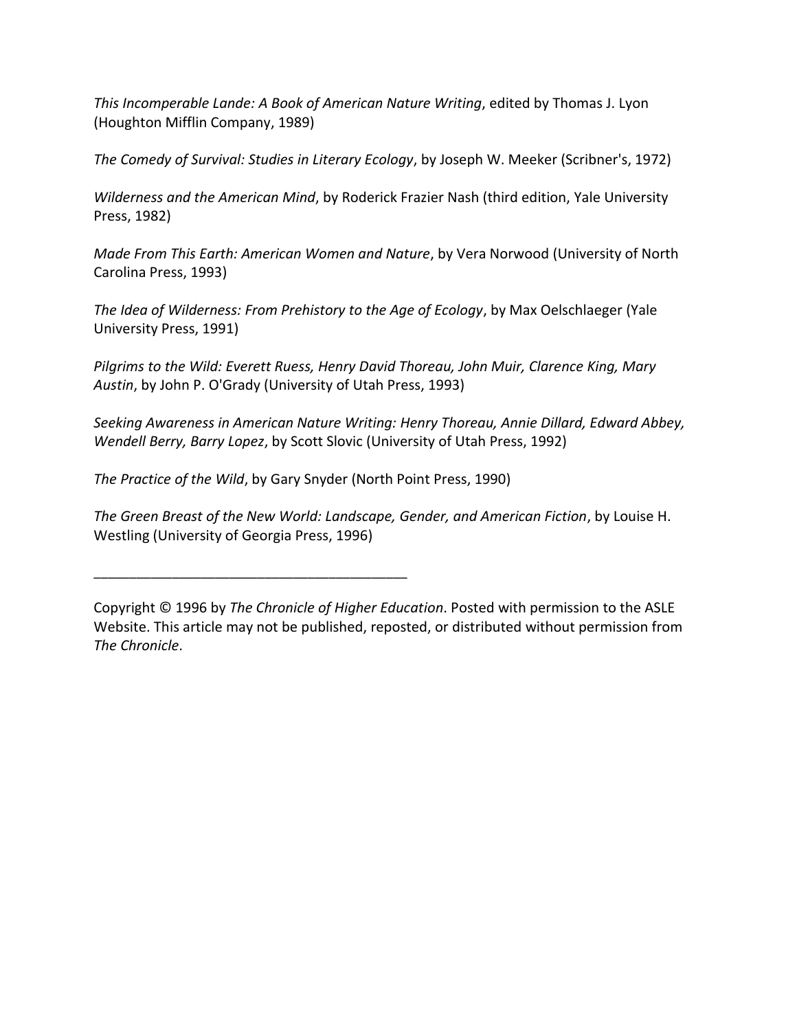*This Incomperable Lande: A Book of American Nature Writing*, edited by Thomas J. Lyon (Houghton Mifflin Company, 1989)

*The Comedy of Survival: Studies in Literary Ecology*, by Joseph W. Meeker (Scribner's, 1972)

*Wilderness and the American Mind*, by Roderick Frazier Nash (third edition, Yale University Press, 1982)

*Made From This Earth: American Women and Nature*, by Vera Norwood (University of North Carolina Press, 1993)

*The Idea of Wilderness: From Prehistory to the Age of Ecology*, by Max Oelschlaeger (Yale University Press, 1991)

*Pilgrims to the Wild: Everett Ruess, Henry David Thoreau, John Muir, Clarence King, Mary Austin*, by John P. O'Grady (University of Utah Press, 1993)

*Seeking Awareness in American Nature Writing: Henry Thoreau, Annie Dillard, Edward Abbey, Wendell Berry, Barry Lopez*, by Scott Slovic (University of Utah Press, 1992)

*The Practice of the Wild*, by Gary Snyder (North Point Press, 1990)

*The Green Breast of the New World: Landscape, Gender, and American Fiction*, by Louise H. Westling (University of Georgia Press, 1996)

---

Copyright © 1996 by *The Chronicle of Higher Education*. Posted with permission to the ASLE Website. This article may not be published, reposted, or distributed without permission from *The Chronicle*.